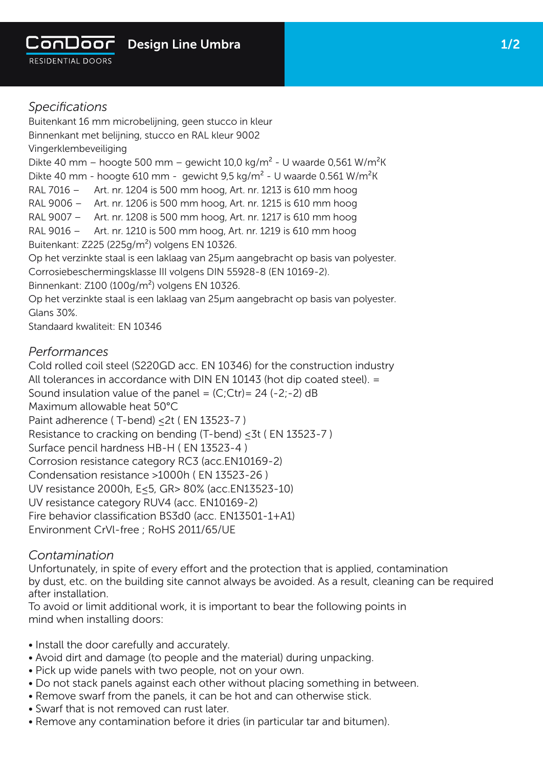# ConDoor RESIDENTIAL DOORS — Design Line Umbra

## *Specifications*

Buitenkant 16 mm microbelijning, geen stucco in kleur
Binnenkant met belijning, stucco en RAL kleur 9002
Vingerklembeveiliging
Dikte 40 mm – hoogte 500 mm – gewicht 10,0 kg/m² - U waarde 0,561 W/m²K
Dikte 40 mm - hoogte 610 mm - gewicht 9,5 kg/m² - U waarde 0.561 W/m²K
RAL 7016 – Art. nr. 1204 is 500 mm hoog, Art. nr. 1213 is 610 mm hoog
RAL 9006 – Art. nr. 1206 is 500 mm hoog, Art. nr. 1215 is 610 mm hoog
RAL 9007 – Art. nr. 1208 is 500 mm hoog, Art. nr. 1217 is 610 mm hoog
RAL 9016 – Art. nr. 1210 is 500 mm hoog, Art. nr. 1219 is 610 mm hoog
Buitenkant: Z225 (225g/m²) volgens EN 10326.
Op het verzinkte staal is een laklaag van 25µm aangebracht op basis van polyester.
Corrosiebeschermingsklasse III volgens DIN 55928-8 (EN 10169-2).
Binnenkant: Z100 (100g/m²) volgens EN 10326.
Op het verzinkte staal is een laklaag van 25µm aangebracht op basis van polyester.
Glans 30%.
Standaard kwaliteit: EN 10346

## *Performances*

Cold rolled coil steel (S220GD acc. EN 10346) for the construction industry
All tolerances in accordance with DIN EN 10143 (hot dip coated steel). =
Sound insulation value of the panel = (C;Ctr)= 24 (-2;-2) dB
Maximum allowable heat 50°C
Paint adherence ( T-bend) ≤2t ( EN 13523-7 )
Resistance to cracking on bending (T-bend) ≤3t ( EN 13523-7 )
Surface pencil hardness HB-H ( EN 13523-4 )
Corrosion resistance category RC3 (acc.EN10169-2)
Condensation resistance >1000h ( EN 13523-26 )
UV resistance 2000h, E≤5, GR> 80% (acc.EN13523-10)
UV resistance category RUV4 (acc. EN10169-2)
Fire behavior classification BS3d0 (acc. EN13501-1+A1)
Environment CrVI-free ; RoHS 2011/65/UE

## *Contamination*

Unfortunately, in spite of every effort and the protection that is applied, contamination by dust, etc. on the building site cannot always be avoided. As a result, cleaning can be required after installation.
To avoid or limit additional work, it is important to bear the following points in mind when installing doors:

- Install the door carefully and accurately.
- Avoid dirt and damage (to people and the material) during unpacking.
- Pick up wide panels with two people, not on your own.
- Do not stack panels against each other without placing something in between.
- Remove swarf from the panels, it can be hot and can otherwise stick.
- Swarf that is not removed can rust later.
- Remove any contamination before it dries (in particular tar and bitumen).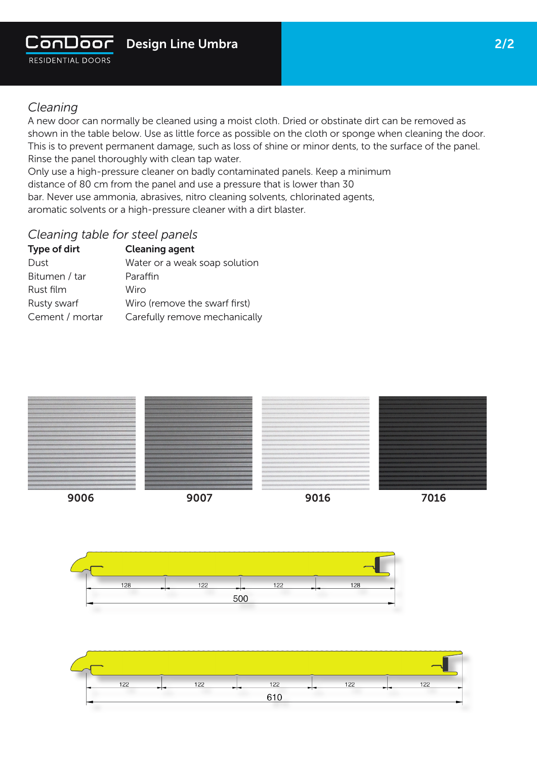## Cleaning

A new door can normally be cleaned using a moist cloth. Dried or obstinate dirt can be removed as shown in the table below. Use as little force as possible on the cloth or sponge when cleaning the door. This is to prevent permanent damage, such as loss of shine or minor dents, to the surface of the panel. Rinse the panel thoroughly with clean tap water.
Only use a high-pressure cleaner on badly contaminated panels. Keep a minimum distance of 80 cm from the panel and use a pressure that is lower than 30 bar. Never use ammonia, abrasives, nitro cleaning solvents, chlorinated agents, aromatic solvents or a high-pressure cleaner with a dirt blaster.

## Cleaning table for steel panels

| Type of dirt | Cleaning agent |
|---|---|
| Dust | Water or a weak soap solution |
| Bitumen / tar | Paraffin |
| Rust film | Wiro |
| Rusty swarf | Wiro (remove the swarf first) |
| Cement / mortar | Carefully remove mechanically |

**9006** **9007** **9016** **7016**

128 122 122 128
500

122 122 122 122 122
610